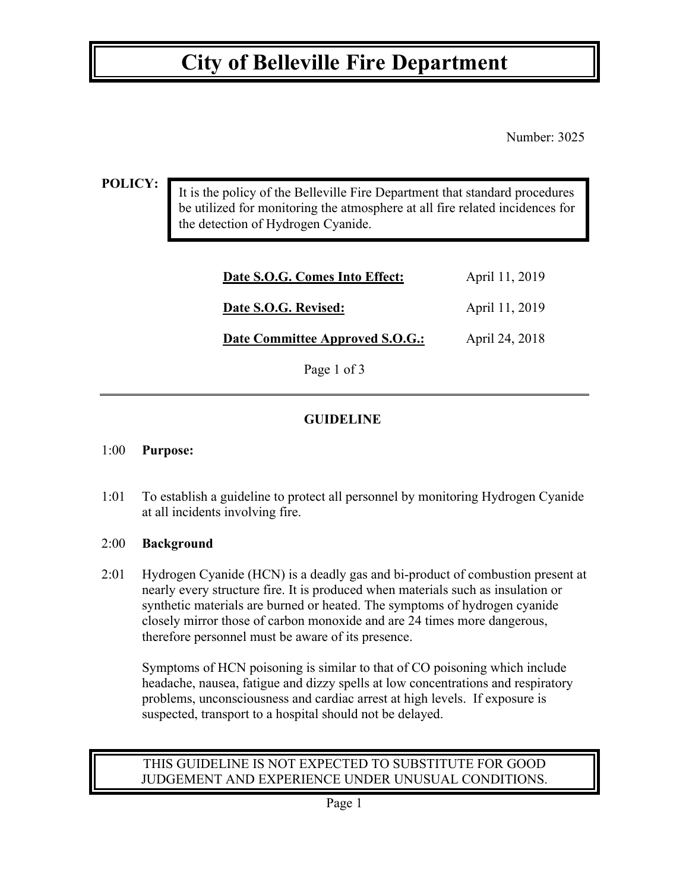# City of Belleville Fire Department

Number: 3025

**POLICY:**

It is the policy of the Belleville Fire Department that standard procedures be utilized for monitoring the atmosphere at all fire related incidences for the detection of Hydrogen Cyanide.

| | |
|---|---|
| **Date S.O.G. Comes Into Effect:** | April 11, 2019 |
| **Date S.O.G. Revised:** | April 11, 2019 |
| **Date Committee Approved S.O.G.:** | April 24, 2018 |

Page 1 of 3

---

## GUIDELINE

1:00 **Purpose:**

1:01 To establish a guideline to protect all personnel by monitoring Hydrogen Cyanide at all incidents involving fire.

2:00 **Background**

2:01 Hydrogen Cyanide (HCN) is a deadly gas and bi-product of combustion present at nearly every structure fire. It is produced when materials such as insulation or synthetic materials are burned or heated. The symptoms of hydrogen cyanide closely mirror those of carbon monoxide and are 24 times more dangerous, therefore personnel must be aware of its presence.

Symptoms of HCN poisoning is similar to that of CO poisoning which include headache, nausea, fatigue and dizzy spells at low concentrations and respiratory problems, unconsciousness and cardiac arrest at high levels. If exposure is suspected, transport to a hospital should not be delayed.

THIS GUIDELINE IS NOT EXPECTED TO SUBSTITUTE FOR GOOD JUDGEMENT AND EXPERIENCE UNDER UNUSUAL CONDITIONS.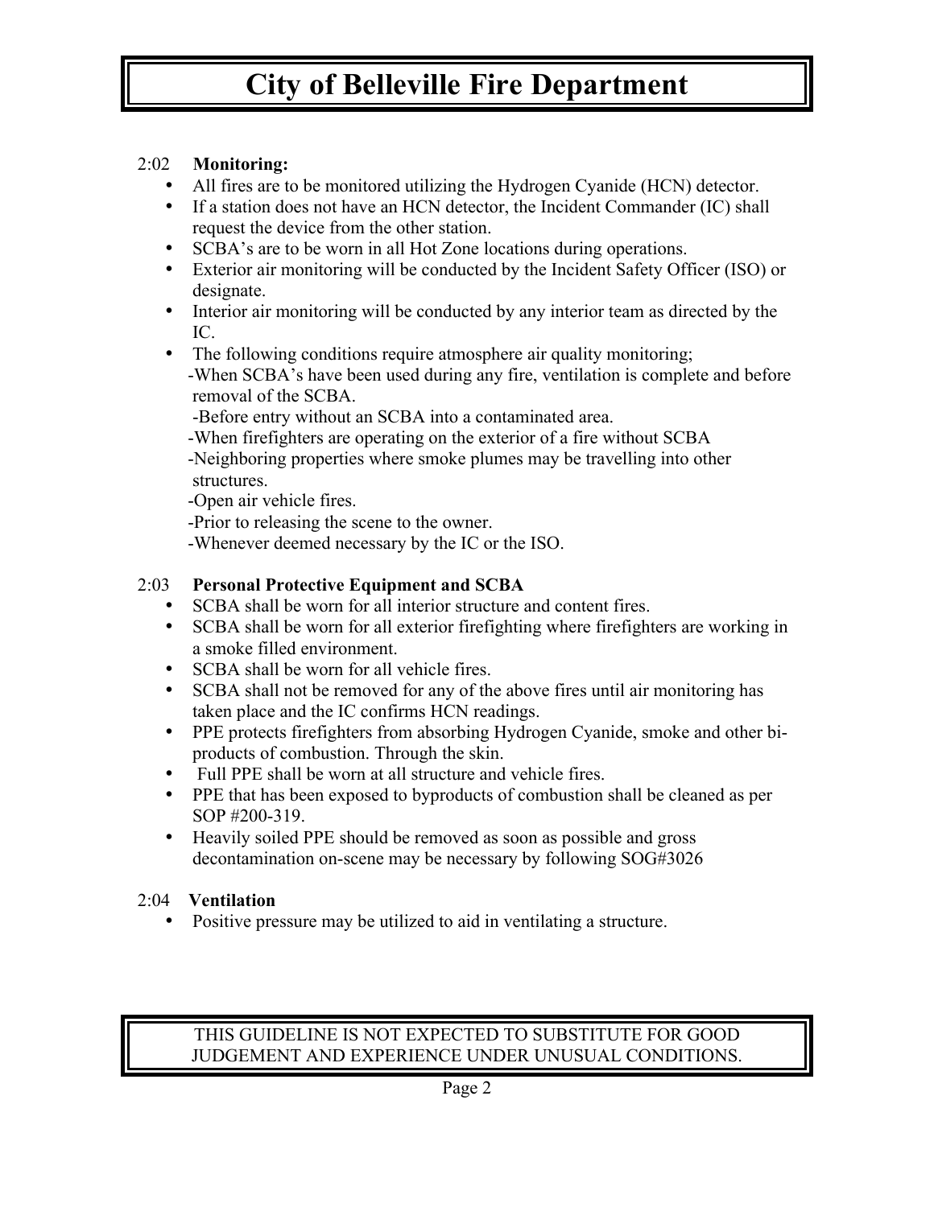2:02 **Monitoring:**

- All fires are to be monitored utilizing the Hydrogen Cyanide (HCN) detector.
- If a station does not have an HCN detector, the Incident Commander (IC) shall request the device from the other station.
- SCBA's are to be worn in all Hot Zone locations during operations.
- Exterior air monitoring will be conducted by the Incident Safety Officer (ISO) or designate.
- Interior air monitoring will be conducted by any interior team as directed by the IC.
- The following conditions require atmosphere air quality monitoring;
  - -When SCBA's have been used during any fire, ventilation is complete and before removal of the SCBA.
  - -Before entry without an SCBA into a contaminated area.
  - -When firefighters are operating on the exterior of a fire without SCBA
  - -Neighboring properties where smoke plumes may be travelling into other structures.
  - -Open air vehicle fires.
  - -Prior to releasing the scene to the owner.
  - -Whenever deemed necessary by the IC or the ISO.

2:03 **Personal Protective Equipment and SCBA**

- SCBA shall be worn for all interior structure and content fires.
- SCBA shall be worn for all exterior firefighting where firefighters are working in a smoke filled environment.
- SCBA shall be worn for all vehicle fires.
- SCBA shall not be removed for any of the above fires until air monitoring has taken place and the IC confirms HCN readings.
- PPE protects firefighters from absorbing Hydrogen Cyanide, smoke and other bi-products of combustion. Through the skin.
- Full PPE shall be worn at all structure and vehicle fires.
- PPE that has been exposed to byproducts of combustion shall be cleaned as per SOP #200-319.
- Heavily soiled PPE should be removed as soon as possible and gross decontamination on-scene may be necessary by following SOG#3026

2:04 **Ventilation**

- Positive pressure may be utilized to aid in ventilating a structure.

THIS GUIDELINE IS NOT EXPECTED TO SUBSTITUTE FOR GOOD JUDGEMENT AND EXPERIENCE UNDER UNUSUAL CONDITIONS.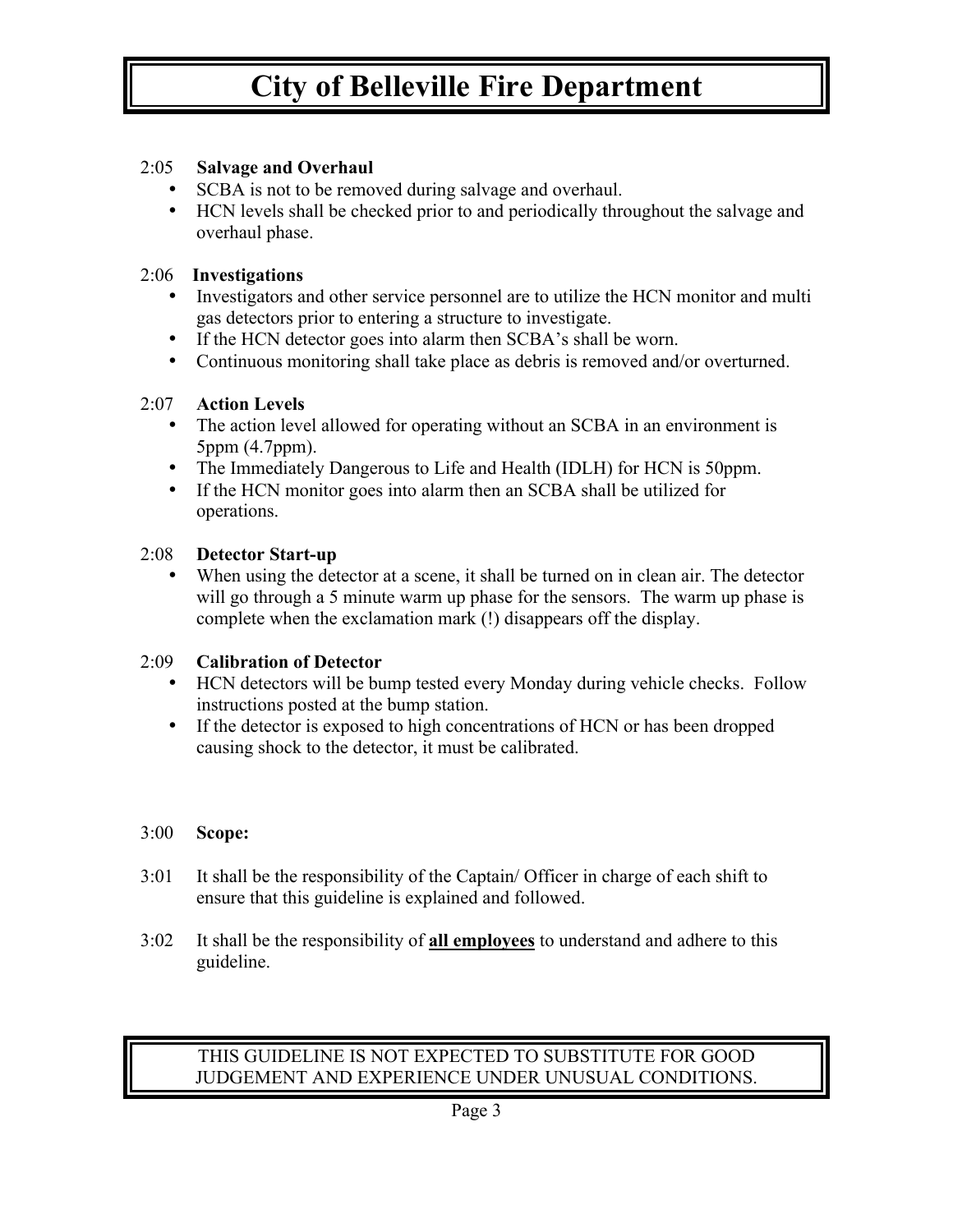2:05 **Salvage and Overhaul**

- SCBA is not to be removed during salvage and overhaul.
- HCN levels shall be checked prior to and periodically throughout the salvage and overhaul phase.

2:06 **Investigations**

- Investigators and other service personnel are to utilize the HCN monitor and multi gas detectors prior to entering a structure to investigate.
- If the HCN detector goes into alarm then SCBA's shall be worn.
- Continuous monitoring shall take place as debris is removed and/or overturned.

2:07 **Action Levels**

- The action level allowed for operating without an SCBA in an environment is 5ppm (4.7ppm).
- The Immediately Dangerous to Life and Health (IDLH) for HCN is 50ppm.
- If the HCN monitor goes into alarm then an SCBA shall be utilized for operations.

2:08 **Detector Start-up**

- When using the detector at a scene, it shall be turned on in clean air. The detector will go through a 5 minute warm up phase for the sensors. The warm up phase is complete when the exclamation mark (!) disappears off the display.

2:09 **Calibration of Detector**

- HCN detectors will be bump tested every Monday during vehicle checks. Follow instructions posted at the bump station.
- If the detector is exposed to high concentrations of HCN or has been dropped causing shock to the detector, it must be calibrated.

3:00 **Scope:**

3:01 It shall be the responsibility of the Captain/ Officer in charge of each shift to ensure that this guideline is explained and followed.

3:02 It shall be the responsibility of **<u>all employees</u>** to understand and adhere to this guideline.

THIS GUIDELINE IS NOT EXPECTED TO SUBSTITUTE FOR GOOD JUDGEMENT AND EXPERIENCE UNDER UNUSUAL CONDITIONS.